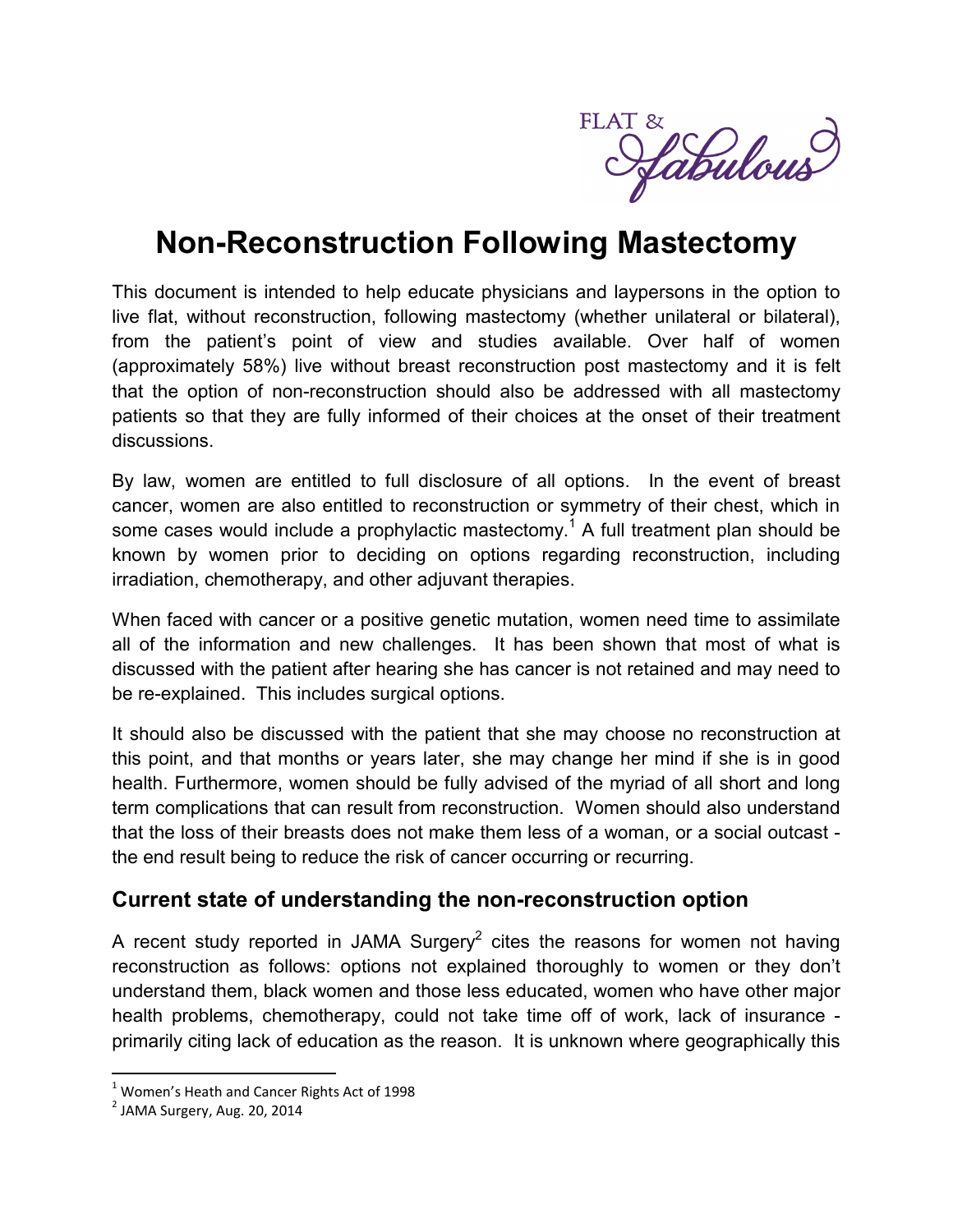# Non-Reconstruction Following Mastectomy

This document is intended to help educate physicians and laypersons in the option to live flat, without reconstruction, following mastectomy (whether unilateral or bilateral), from the patient's point of view and studies available. Over half of women (approximately 58%) live without breast reconstruction post mastectomy and it is felt that the option of non-reconstruction should also be addressed with all mastectomy patients so that they are fully informed of their choices at the onset of their treatment discussions.

By law, women are entitled to full disclosure of all options. In the event of breast cancer, women are also entitled to reconstruction or symmetry of their chest, which in some cases would include a prophylactic mastectomy.[1] A full treatment plan should be known by women prior to deciding on options regarding reconstruction, including irradiation, chemotherapy, and other adjuvant therapies.

When faced with cancer or a positive genetic mutation, women need time to assimilate all of the information and new challenges. It has been shown that most of what is discussed with the patient after hearing she has cancer is not retained and may need to be re-explained. This includes surgical options.

It should also be discussed with the patient that she may choose no reconstruction at this point, and that months or years later, she may change her mind if she is in good health. Furthermore, women should be fully advised of the myriad of all short and long term complications that can result from reconstruction. Women should also understand that the loss of their breasts does not make them less of a woman, or a social outcast - the end result being to reduce the risk of cancer occurring or recurring.

## Current state of understanding the non-reconstruction option

A recent study reported in JAMA Surgery[2] cites the reasons for women not having reconstruction as follows: options not explained thoroughly to women or they don't understand them, black women and those less educated, women who have other major health problems, chemotherapy, could not take time off of work, lack of insurance - primarily citing lack of education as the reason. It is unknown where geographically this

[1] Women's Heath and Cancer Rights Act of 1998

[2] JAMA Surgery, Aug. 20, 2014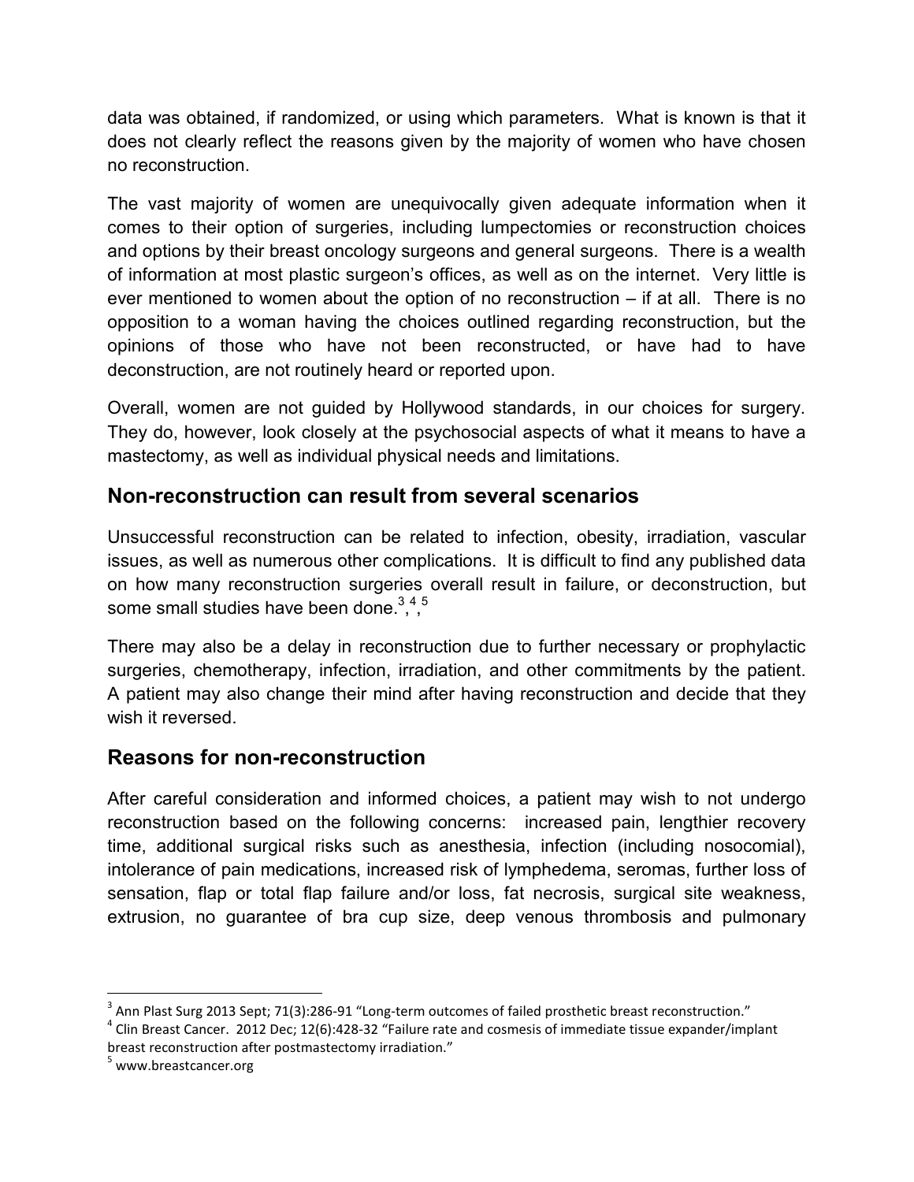data was obtained, if randomized, or using which parameters. What is known is that it does not clearly reflect the reasons given by the majority of women who have chosen no reconstruction.

The vast majority of women are unequivocally given adequate information when it comes to their option of surgeries, including lumpectomies or reconstruction choices and options by their breast oncology surgeons and general surgeons. There is a wealth of information at most plastic surgeon's offices, as well as on the internet. Very little is ever mentioned to women about the option of no reconstruction – if at all. There is no opposition to a woman having the choices outlined regarding reconstruction, but the opinions of those who have not been reconstructed, or have had to have deconstruction, are not routinely heard or reported upon.

Overall, women are not guided by Hollywood standards, in our choices for surgery. They do, however, look closely at the psychosocial aspects of what it means to have a mastectomy, as well as individual physical needs and limitations.

## Non-reconstruction can result from several scenarios

Unsuccessful reconstruction can be related to infection, obesity, irradiation, vascular issues, as well as numerous other complications. It is difficult to find any published data on how many reconstruction surgeries overall result in failure, or deconstruction, but some small studies have been done.[3],[4],[5]

There may also be a delay in reconstruction due to further necessary or prophylactic surgeries, chemotherapy, infection, irradiation, and other commitments by the patient. A patient may also change their mind after having reconstruction and decide that they wish it reversed.

## Reasons for non-reconstruction

After careful consideration and informed choices, a patient may wish to not undergo reconstruction based on the following concerns: increased pain, lengthier recovery time, additional surgical risks such as anesthesia, infection (including nosocomial), intolerance of pain medications, increased risk of lymphedema, seromas, further loss of sensation, flap or total flap failure and/or loss, fat necrosis, surgical site weakness, extrusion, no guarantee of bra cup size, deep venous thrombosis and pulmonary

---

[3] Ann Plast Surg 2013 Sept; 71(3):286-91 "Long-term outcomes of failed prosthetic breast reconstruction."

[4] Clin Breast Cancer. 2012 Dec; 12(6):428-32 "Failure rate and cosmesis of immediate tissue expander/implant breast reconstruction after postmastectomy irradiation."

[5] www.breastcancer.org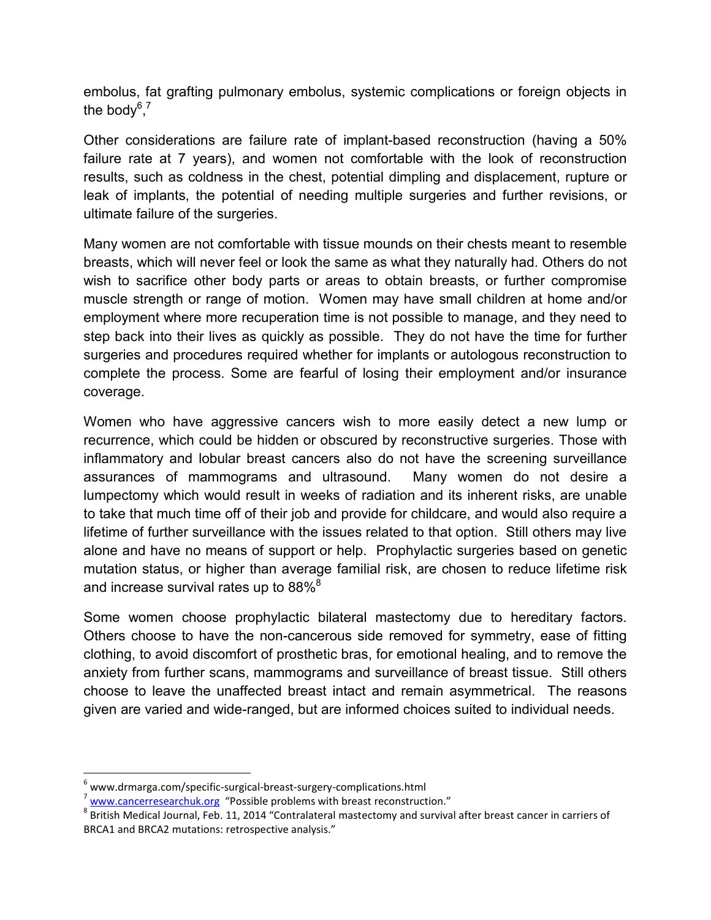embolus, fat grafting pulmonary embolus, systemic complications or foreign objects in the body[6],[7]

Other considerations are failure rate of implant-based reconstruction (having a 50% failure rate at 7 years), and women not comfortable with the look of reconstruction results, such as coldness in the chest, potential dimpling and displacement, rupture or leak of implants, the potential of needing multiple surgeries and further revisions, or ultimate failure of the surgeries.

Many women are not comfortable with tissue mounds on their chests meant to resemble breasts, which will never feel or look the same as what they naturally had. Others do not wish to sacrifice other body parts or areas to obtain breasts, or further compromise muscle strength or range of motion. Women may have small children at home and/or employment where more recuperation time is not possible to manage, and they need to step back into their lives as quickly as possible. They do not have the time for further surgeries and procedures required whether for implants or autologous reconstruction to complete the process. Some are fearful of losing their employment and/or insurance coverage.

Women who have aggressive cancers wish to more easily detect a new lump or recurrence, which could be hidden or obscured by reconstructive surgeries. Those with inflammatory and lobular breast cancers also do not have the screening surveillance assurances of mammograms and ultrasound. Many women do not desire a lumpectomy which would result in weeks of radiation and its inherent risks, are unable to take that much time off of their job and provide for childcare, and would also require a lifetime of further surveillance with the issues related to that option. Still others may live alone and have no means of support or help. Prophylactic surgeries based on genetic mutation status, or higher than average familial risk, are chosen to reduce lifetime risk and increase survival rates up to 88%[8]

Some women choose prophylactic bilateral mastectomy due to hereditary factors. Others choose to have the non-cancerous side removed for symmetry, ease of fitting clothing, to avoid discomfort of prosthetic bras, for emotional healing, and to remove the anxiety from further scans, mammograms and surveillance of breast tissue. Still others choose to leave the unaffected breast intact and remain asymmetrical. The reasons given are varied and wide-ranged, but are informed choices suited to individual needs.

---

[6] www.drmarga.com/specific-surgical-breast-surgery-complications.html

[7] www.cancerresearchuk.org "Possible problems with breast reconstruction."

[8] British Medical Journal, Feb. 11, 2014 "Contralateral mastectomy and survival after breast cancer in carriers of BRCA1 and BRCA2 mutations: retrospective analysis."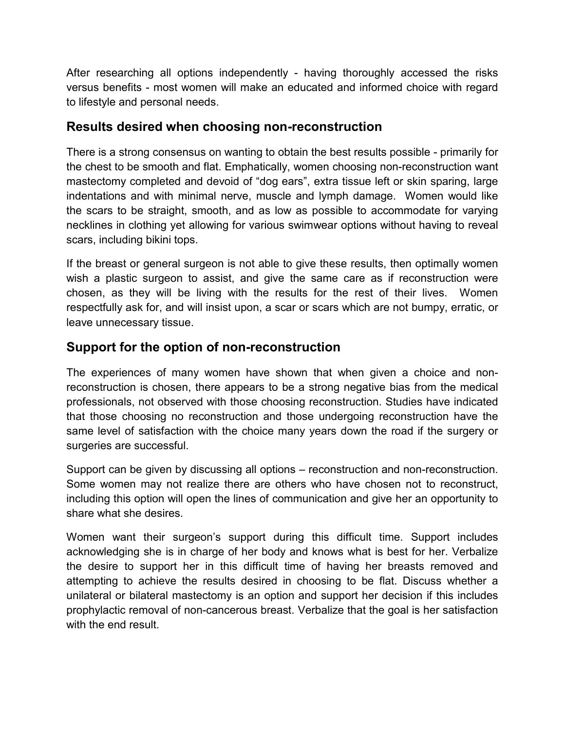After researching all options independently - having thoroughly accessed the risks versus benefits - most women will make an educated and informed choice with regard to lifestyle and personal needs.

## Results desired when choosing non-reconstruction

There is a strong consensus on wanting to obtain the best results possible - primarily for the chest to be smooth and flat. Emphatically, women choosing non-reconstruction want mastectomy completed and devoid of "dog ears", extra tissue left or skin sparing, large indentations and with minimal nerve, muscle and lymph damage. Women would like the scars to be straight, smooth, and as low as possible to accommodate for varying necklines in clothing yet allowing for various swimwear options without having to reveal scars, including bikini tops.

If the breast or general surgeon is not able to give these results, then optimally women wish a plastic surgeon to assist, and give the same care as if reconstruction were chosen, as they will be living with the results for the rest of their lives. Women respectfully ask for, and will insist upon, a scar or scars which are not bumpy, erratic, or leave unnecessary tissue.

## Support for the option of non-reconstruction

The experiences of many women have shown that when given a choice and non-reconstruction is chosen, there appears to be a strong negative bias from the medical professionals, not observed with those choosing reconstruction. Studies have indicated that those choosing no reconstruction and those undergoing reconstruction have the same level of satisfaction with the choice many years down the road if the surgery or surgeries are successful.

Support can be given by discussing all options – reconstruction and non-reconstruction. Some women may not realize there are others who have chosen not to reconstruct, including this option will open the lines of communication and give her an opportunity to share what she desires.

Women want their surgeon's support during this difficult time. Support includes acknowledging she is in charge of her body and knows what is best for her. Verbalize the desire to support her in this difficult time of having her breasts removed and attempting to achieve the results desired in choosing to be flat. Discuss whether a unilateral or bilateral mastectomy is an option and support her decision if this includes prophylactic removal of non-cancerous breast. Verbalize that the goal is her satisfaction with the end result.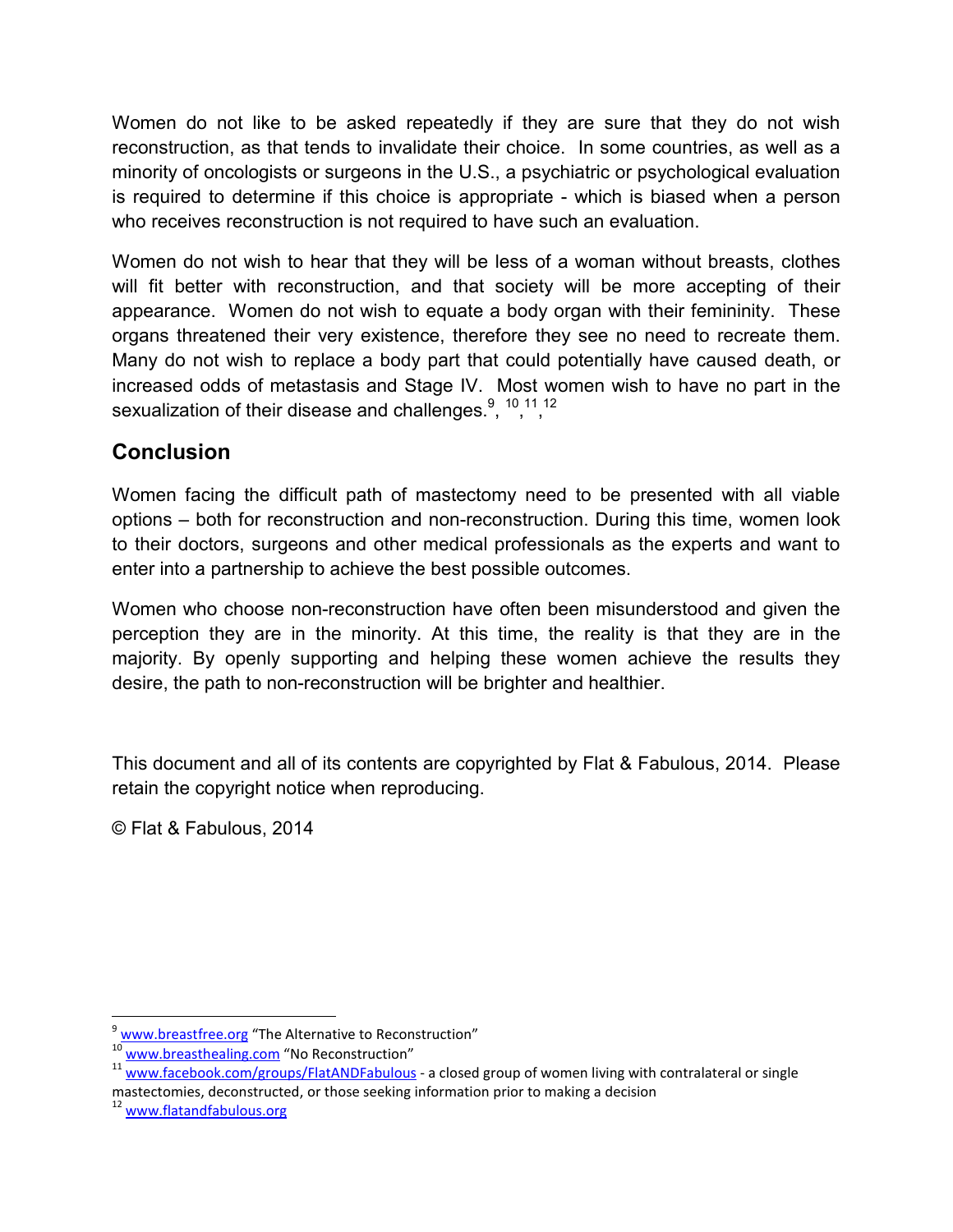Women do not like to be asked repeatedly if they are sure that they do not wish reconstruction, as that tends to invalidate their choice. In some countries, as well as a minority of oncologists or surgeons in the U.S., a psychiatric or psychological evaluation is required to determine if this choice is appropriate - which is biased when a person who receives reconstruction is not required to have such an evaluation.

Women do not wish to hear that they will be less of a woman without breasts, clothes will fit better with reconstruction, and that society will be more accepting of their appearance. Women do not wish to equate a body organ with their femininity. These organs threatened their very existence, therefore they see no need to recreate them. Many do not wish to replace a body part that could potentially have caused death, or increased odds of metastasis and Stage IV. Most women wish to have no part in the sexualization of their disease and challenges.[9], [10],[11],[12]

## Conclusion

Women facing the difficult path of mastectomy need to be presented with all viable options – both for reconstruction and non-reconstruction. During this time, women look to their doctors, surgeons and other medical professionals as the experts and want to enter into a partnership to achieve the best possible outcomes.

Women who choose non-reconstruction have often been misunderstood and given the perception they are in the minority. At this time, the reality is that they are in the majority. By openly supporting and helping these women achieve the results they desire, the path to non-reconstruction will be brighter and healthier.

This document and all of its contents are copyrighted by Flat & Fabulous, 2014. Please retain the copyright notice when reproducing.

© Flat & Fabulous, 2014

---

[9] www.breastfree.org “The Alternative to Reconstruction”

[10] www.breasthealing.com “No Reconstruction”

[11] www.facebook.com/groups/FlatANDFabulous - a closed group of women living with contralateral or single mastectomies, deconstructed, or those seeking information prior to making a decision

[12] www.flatandfabulous.org